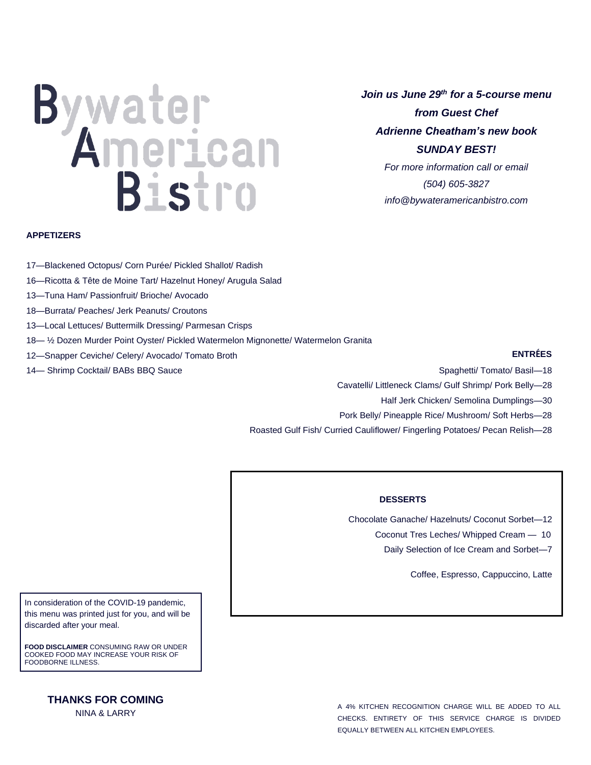# Bywater American Bistro

***Join us June 29th for a 5-course menu from Guest Chef Adrienne Cheatham's new book SUNDAY BEST!***

*For more information call or email*
*(504) 605-3827*
*info@bywateramericanbistro.com*

**APPETIZERS**

17—Blackened Octopus/ Corn Purée/ Pickled Shallot/ Radish
16—Ricotta & Tête de Moine Tart/ Hazelnut Honey/ Arugula Salad
13—Tuna Ham/ Passionfruit/ Brioche/ Avocado
18—Burrata/ Peaches/ Jerk Peanuts/ Croutons
13—Local Lettuces/ Buttermilk Dressing/ Parmesan Crisps
18— ½ Dozen Murder Point Oyster/ Pickled Watermelon Mignonette/ Watermelon Granita
12—Snapper Ceviche/ Celery/ Avocado/ Tomato Broth
14— Shrimp Cocktail/ BABs BBQ Sauce

**ENTRÉES**

Spaghetti/ Tomato/ Basil—18
Cavatelli/ Littleneck Clams/ Gulf Shrimp/ Pork Belly—28
Half Jerk Chicken/ Semolina Dumplings—30
Pork Belly/ Pineapple Rice/ Mushroom/ Soft Herbs—28
Roasted Gulf Fish/ Curried Cauliflower/ Fingerling Potatoes/ Pecan Relish—28

**DESSERTS**

Chocolate Ganache/ Hazelnuts/ Coconut Sorbet—12
Coconut Tres Leches/ Whipped Cream — 10
Daily Selection of Ice Cream and Sorbet—7

Coffee, Espresso, Cappuccino, Latte

In consideration of the COVID-19 pandemic, this menu was printed just for you, and will be discarded after your meal.

**FOOD DISCLAIMER** CONSUMING RAW OR UNDER COOKED FOOD MAY INCREASE YOUR RISK OF FOODBORNE ILLNESS.

**THANKS FOR COMING**
NINA & LARRY

A 4% KITCHEN RECOGNITION CHARGE WILL BE ADDED TO ALL CHECKS. ENTIRETY OF THIS SERVICE CHARGE IS DIVIDED EQUALLY BETWEEN ALL KITCHEN EMPLOYEES.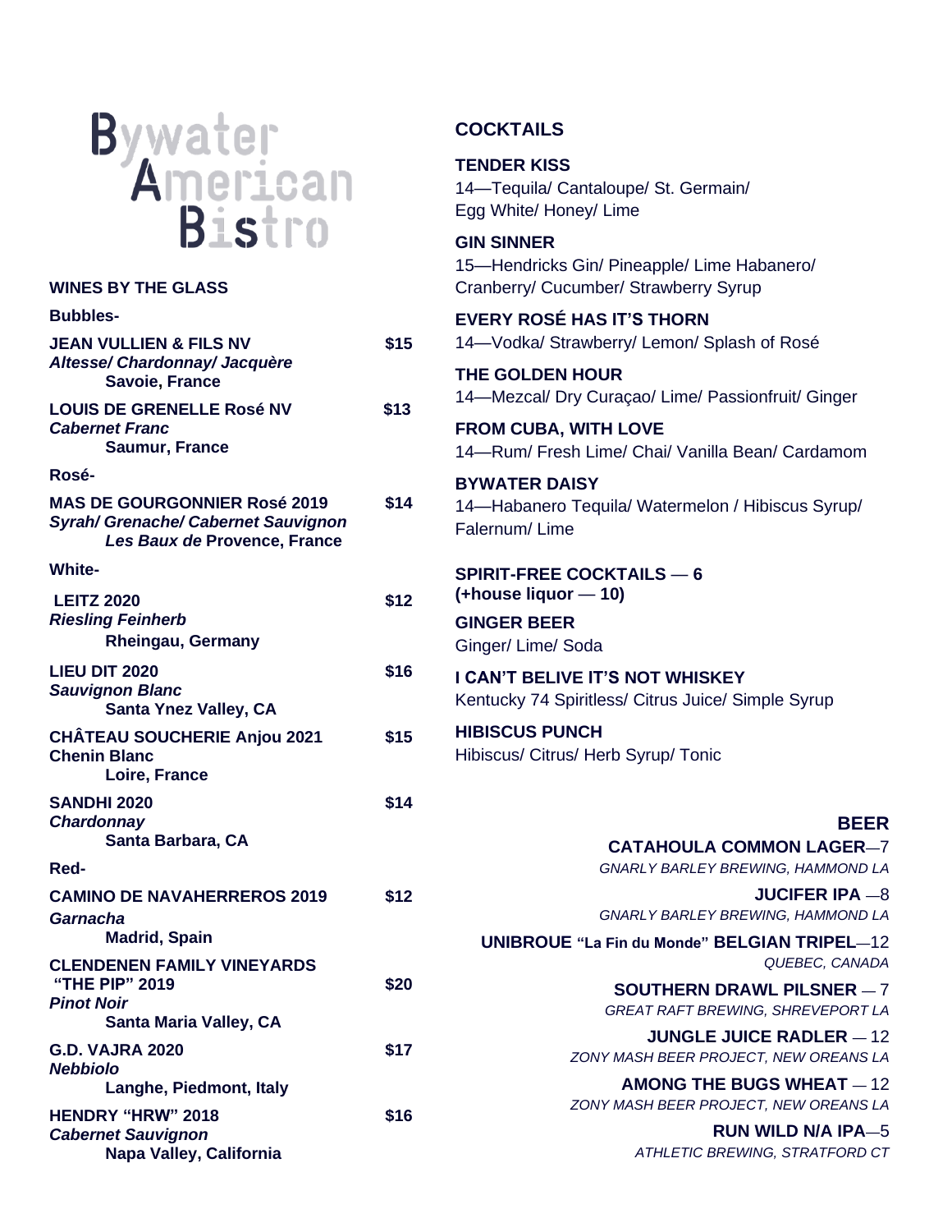# Bywater American Bistro

## WINES BY THE GLASS

**Bubbles-**

**JEAN VULLIEN & FILS NV** — **$15**
***Altesse/ Chardonnay/ Jacquère***
**Savoie, France**

**LOUIS DE GRENELLE Rosé NV** — **$13**
***Cabernet Franc***
**Saumur, France**

**Rosé-**

**MAS DE GOURGONNIER Rosé 2019** — **$14**
***Syrah/ Grenache/ Cabernet Sauvignon***
***Les Baux de* Provence, France**

**White-**

**LEITZ 2020** — **$12**
***Riesling Feinherb***
**Rheingau, Germany**

**LIEU DIT 2020** — **$16**
***Sauvignon Blanc***
**Santa Ynez Valley, CA**

**CHÂTEAU SOUCHERIE Anjou 2021** — **$15**
**Chenin Blanc**
**Loire, France**

**SANDHI 2020** — **$14**
***Chardonnay***
**Santa Barbara, CA**

**Red-**

**CAMINO DE NAVAHERREROS 2019** — **$12**
***Garnacha***
**Madrid, Spain**

**CLENDENEN FAMILY VINEYARDS "THE PIP" 2019** — **$20**
***Pinot Noir***
**Santa Maria Valley, CA**

**G.D. VAJRA 2020** — **$17**
***Nebbiolo***
**Langhe, Piedmont, Italy**

**HENDRY "HRW" 2018** — **$16**
***Cabernet Sauvignon***
**Napa Valley, California**

## COCKTAILS

**TENDER KISS**
14—Tequila/ Cantaloupe/ St. Germain/ Egg White/ Honey/ Lime

**GIN SINNER**
15—Hendricks Gin/ Pineapple/ Lime Habanero/ Cranberry/ Cucumber/ Strawberry Syrup

**EVERY ROSÉ HAS IT'S THORN**
14—Vodka/ Strawberry/ Lemon/ Splash of Rosé

**THE GOLDEN HOUR**
14—Mezcal/ Dry Curaçao/ Lime/ Passionfruit/ Ginger

**FROM CUBA, WITH LOVE**
14—Rum/ Fresh Lime/ Chai/ Vanilla Bean/ Cardamom

**BYWATER DAISY**
14—Habanero Tequila/ Watermelon / Hibiscus Syrup/ Falernum/ Lime

## SPIRIT-FREE COCKTAILS — 6
**(+house liquor — 10)**

**GINGER BEER**
Ginger/ Lime/ Soda

**I CAN'T BELIVE IT'S NOT WHISKEY**
Kentucky 74 Spiritless/ Citrus Juice/ Simple Syrup

**HIBISCUS PUNCH**
Hibiscus/ Citrus/ Herb Syrup/ Tonic

## BEER

**CATAHOULA COMMON LAGER**—7
*GNARLY BARLEY BREWING, HAMMOND LA*

**JUCIFER IPA** —8
*GNARLY BARLEY BREWING, HAMMOND LA*

**UNIBROUE "La Fin du Monde" BELGIAN TRIPEL**—12
*QUEBEC, CANADA*

**SOUTHERN DRAWL PILSNER** — 7
*GREAT RAFT BREWING, SHREVEPORT LA*

**JUNGLE JUICE RADLER** — 12
*ZONY MASH BEER PROJECT, NEW OREANS LA*

**AMONG THE BUGS WHEAT** — 12
*ZONY MASH BEER PROJECT, NEW OREANS LA*

**RUN WILD N/A IPA**—5
*ATHLETIC BREWING, STRATFORD CT*